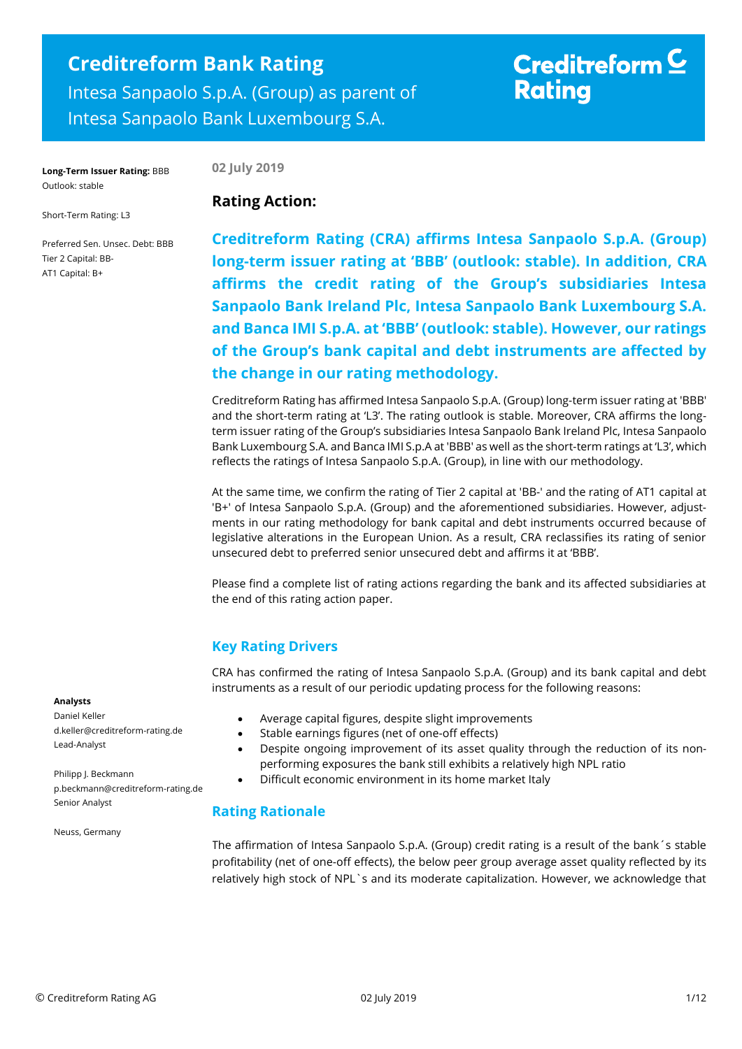# Creditreform Bank Rating

Intesa Sanpaolo S.p.A. (Group) as parent of Intesa Sanpaolo Bank Luxembourg S.A.

Creditreform Rating

**Long-Term Issuer Rating:** BBB
Outlook: stable

Short-Term Rating: L3

Preferred Sen. Unsec. Debt: BBB
Tier 2 Capital: BB-
AT1 Capital: B+

**Analysts**
Daniel Keller
d.keller@creditreform-rating.de
Lead-Analyst

Philipp J. Beckmann
p.beckmann@creditreform-rating.de
Senior Analyst

Neuss, Germany

02 July 2019

## Rating Action:

**Creditreform Rating (CRA) affirms Intesa Sanpaolo S.p.A. (Group) long-term issuer rating at 'BBB' (outlook: stable). In addition, CRA affirms the credit rating of the Group's subsidiaries Intesa Sanpaolo Bank Ireland Plc, Intesa Sanpaolo Bank Luxembourg S.A. and Banca IMI S.p.A. at 'BBB' (outlook: stable). However, our ratings of the Group's bank capital and debt instruments are affected by the change in our rating methodology.**

Creditreform Rating has affirmed Intesa Sanpaolo S.p.A. (Group) long-term issuer rating at 'BBB' and the short-term rating at 'L3'. The rating outlook is stable. Moreover, CRA affirms the long-term issuer rating of the Group's subsidiaries Intesa Sanpaolo Bank Ireland Plc, Intesa Sanpaolo Bank Luxembourg S.A. and Banca IMI S.p.A at 'BBB' as well as the short-term ratings at 'L3', which reflects the ratings of Intesa Sanpaolo S.p.A. (Group), in line with our methodology.

At the same time, we confirm the rating of Tier 2 capital at 'BB-' and the rating of AT1 capital at 'B+' of Intesa Sanpaolo S.p.A. (Group) and the aforementioned subsidiaries. However, adjustments in our rating methodology for bank capital and debt instruments occurred because of legislative alterations in the European Union. As a result, CRA reclassifies its rating of senior unsecured debt to preferred senior unsecured debt and affirms it at 'BBB'.

Please find a complete list of rating actions regarding the bank and its affected subsidiaries at the end of this rating action paper.

### Key Rating Drivers

CRA has confirmed the rating of Intesa Sanpaolo S.p.A. (Group) and its bank capital and debt instruments as a result of our periodic updating process for the following reasons:

- Average capital figures, despite slight improvements
- Stable earnings figures (net of one-off effects)
- Despite ongoing improvement of its asset quality through the reduction of its non-performing exposures the bank still exhibits a relatively high NPL ratio
- Difficult economic environment in its home market Italy

### Rating Rationale

The affirmation of Intesa Sanpaolo S.p.A. (Group) credit rating is a result of the bank´s stable profitability (net of one-off effects), the below peer group average asset quality reflected by its relatively high stock of NPL`s and its moderate capitalization. However, we acknowledge that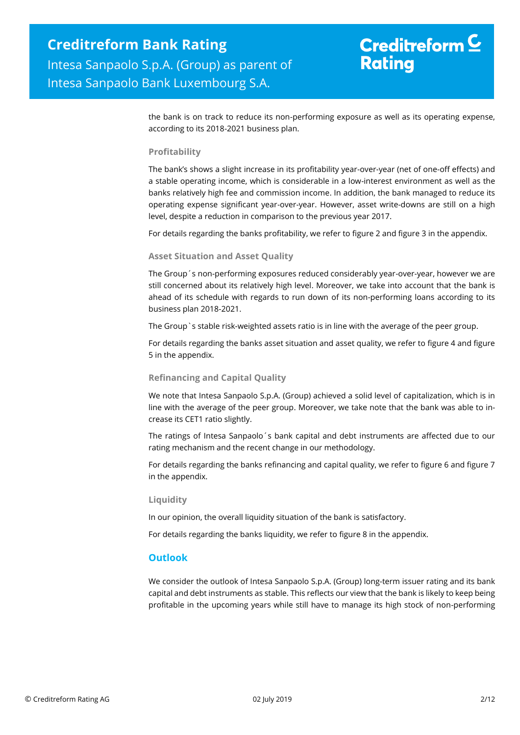the bank is on track to reduce its non-performing exposure as well as its operating expense, according to its 2018-2021 business plan.

### Profitability

The bank's shows a slight increase in its profitability year-over-year (net of one-off effects) and a stable operating income, which is considerable in a low-interest environment as well as the banks relatively high fee and commission income. In addition, the bank managed to reduce its operating expense significant year-over-year. However, asset write-downs are still on a high level, despite a reduction in comparison to the previous year 2017.

For details regarding the banks profitability, we refer to figure 2 and figure 3 in the appendix.

### Asset Situation and Asset Quality

The Group´s non-performing exposures reduced considerably year-over-year, however we are still concerned about its relatively high level. Moreover, we take into account that the bank is ahead of its schedule with regards to run down of its non-performing loans according to its business plan 2018-2021.

The Group`s stable risk-weighted assets ratio is in line with the average of the peer group.

For details regarding the banks asset situation and asset quality, we refer to figure 4 and figure 5 in the appendix.

### Refinancing and Capital Quality

We note that Intesa Sanpaolo S.p.A. (Group) achieved a solid level of capitalization, which is in line with the average of the peer group. Moreover, we take note that the bank was able to increase its CET1 ratio slightly.

The ratings of Intesa Sanpaolo´s bank capital and debt instruments are affected due to our rating mechanism and the recent change in our methodology.

For details regarding the banks refinancing and capital quality, we refer to figure 6 and figure 7 in the appendix.

### Liquidity

In our opinion, the overall liquidity situation of the bank is satisfactory.

For details regarding the banks liquidity, we refer to figure 8 in the appendix.

## Outlook

We consider the outlook of Intesa Sanpaolo S.p.A. (Group) long-term issuer rating and its bank capital and debt instruments as stable. This reflects our view that the bank is likely to keep being profitable in the upcoming years while still have to manage its high stock of non-performing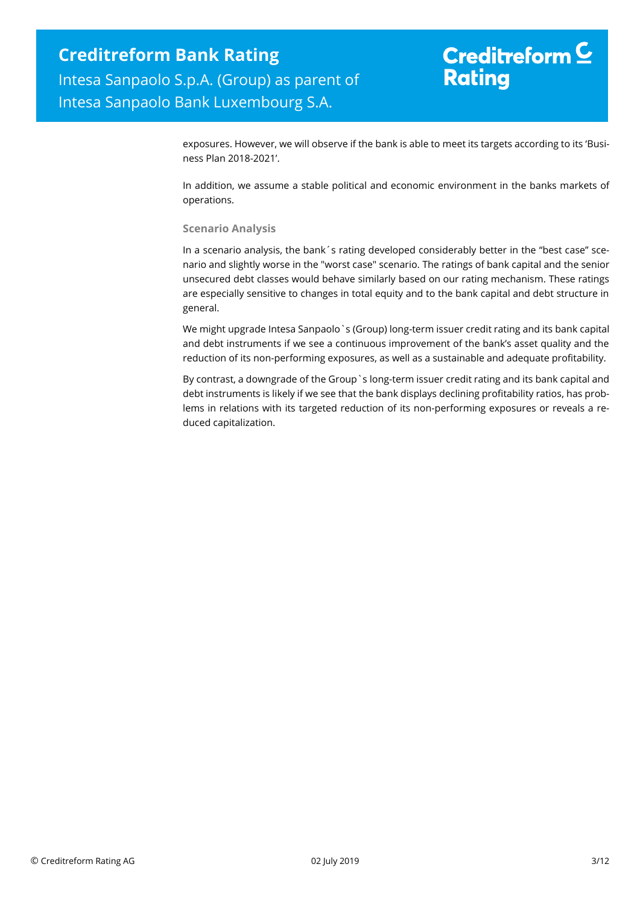exposures. However, we will observe if the bank is able to meet its targets according to its 'Business Plan 2018-2021'.

In addition, we assume a stable political and economic environment in the banks markets of operations.

### Scenario Analysis

In a scenario analysis, the bank´s rating developed considerably better in the "best case" scenario and slightly worse in the "worst case" scenario. The ratings of bank capital and the senior unsecured debt classes would behave similarly based on our rating mechanism. These ratings are especially sensitive to changes in total equity and to the bank capital and debt structure in general.

We might upgrade Intesa Sanpaolo`s (Group) long-term issuer credit rating and its bank capital and debt instruments if we see a continuous improvement of the bank's asset quality and the reduction of its non-performing exposures, as well as a sustainable and adequate profitability.

By contrast, a downgrade of the Group`s long-term issuer credit rating and its bank capital and debt instruments is likely if we see that the bank displays declining profitability ratios, has problems in relations with its targeted reduction of its non-performing exposures or reveals a reduced capitalization.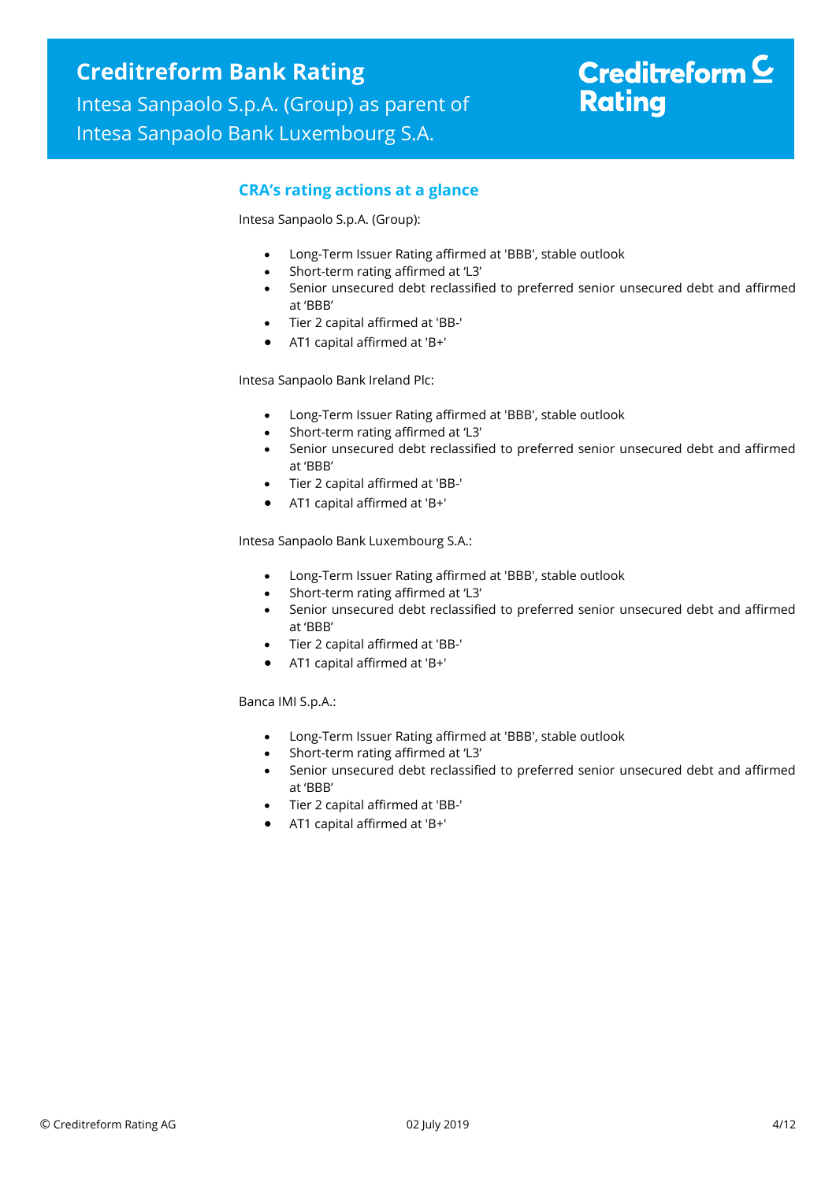## CRA's rating actions at a glance

Intesa Sanpaolo S.p.A. (Group):

- Long-Term Issuer Rating affirmed at 'BBB', stable outlook
- Short-term rating affirmed at 'L3'
- Senior unsecured debt reclassified to preferred senior unsecured debt and affirmed at 'BBB'
- Tier 2 capital affirmed at 'BB-'
- AT1 capital affirmed at 'B+'

Intesa Sanpaolo Bank Ireland Plc:

- Long-Term Issuer Rating affirmed at 'BBB', stable outlook
- Short-term rating affirmed at 'L3'
- Senior unsecured debt reclassified to preferred senior unsecured debt and affirmed at 'BBB'
- Tier 2 capital affirmed at 'BB-'
- AT1 capital affirmed at 'B+'

Intesa Sanpaolo Bank Luxembourg S.A.:

- Long-Term Issuer Rating affirmed at 'BBB', stable outlook
- Short-term rating affirmed at 'L3'
- Senior unsecured debt reclassified to preferred senior unsecured debt and affirmed at 'BBB'
- Tier 2 capital affirmed at 'BB-'
- AT1 capital affirmed at 'B+'

Banca IMI S.p.A.:

- Long-Term Issuer Rating affirmed at 'BBB', stable outlook
- Short-term rating affirmed at 'L3'
- Senior unsecured debt reclassified to preferred senior unsecured debt and affirmed at 'BBB'
- Tier 2 capital affirmed at 'BB-'
- AT1 capital affirmed at 'B+'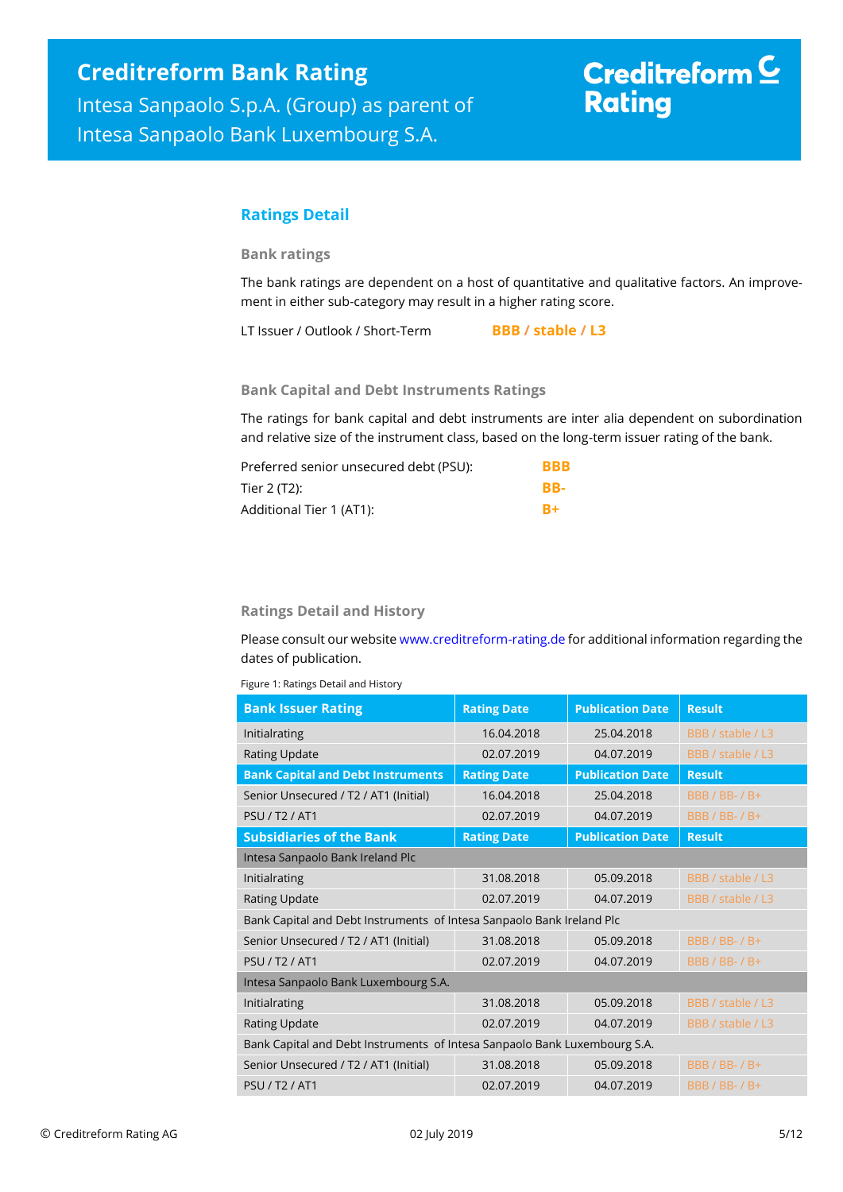## Ratings Detail

### Bank ratings

The bank ratings are dependent on a host of quantitative and qualitative factors. An improvement in either sub-category may result in a higher rating score.

LT Issuer / Outlook / Short-Term **BBB / stable / L3**

### Bank Capital and Debt Instruments Ratings

The ratings for bank capital and debt instruments are inter alia dependent on subordination and relative size of the instrument class, based on the long-term issuer rating of the bank.

| | |
|---|---|
| Preferred senior unsecured debt (PSU): | **BBB** |
| Tier 2 (T2): | **BB-** |
| Additional Tier 1 (AT1): | **B+** |

### Ratings Detail and History

Please consult our website www.creditreform-rating.de for additional information regarding the dates of publication.

Figure 1: Ratings Detail and History

| Bank Issuer Rating | Rating Date | Publication Date | Result |
|---|---|---|---|
| Initialrating | 16.04.2018 | 25.04.2018 | BBB / stable / L3 |
| Rating Update | 02.07.2019 | 04.07.2019 | BBB / stable / L3 |
| **Bank Capital and Debt Instruments** | **Rating Date** | **Publication Date** | **Result** |
| Senior Unsecured / T2 / AT1 (Initial) | 16.04.2018 | 25.04.2018 | BBB / BB- / B+ |
| PSU / T2 / AT1 | 02.07.2019 | 04.07.2019 | BBB / BB- / B+ |
| **Subsidiaries of the Bank** | **Rating Date** | **Publication Date** | **Result** |
| Intesa Sanpaolo Bank Ireland Plc | | | |
| Initialrating | 31.08.2018 | 05.09.2018 | BBB / stable / L3 |
| Rating Update | 02.07.2019 | 04.07.2019 | BBB / stable / L3 |
| Bank Capital and Debt Instruments of Intesa Sanpaolo Bank Ireland Plc | | | |
| Senior Unsecured / T2 / AT1 (Initial) | 31.08.2018 | 05.09.2018 | BBB / BB- / B+ |
| PSU / T2 / AT1 | 02.07.2019 | 04.07.2019 | BBB / BB- / B+ |
| Intesa Sanpaolo Bank Luxembourg S.A. | | | |
| Initialrating | 31.08.2018 | 05.09.2018 | BBB / stable / L3 |
| Rating Update | 02.07.2019 | 04.07.2019 | BBB / stable / L3 |
| Bank Capital and Debt Instruments of Intesa Sanpaolo Bank Luxembourg S.A. | | | |
| Senior Unsecured / T2 / AT1 (Initial) | 31.08.2018 | 05.09.2018 | BBB / BB- / B+ |
| PSU / T2 / AT1 | 02.07.2019 | 04.07.2019 | BBB / BB- / B+ |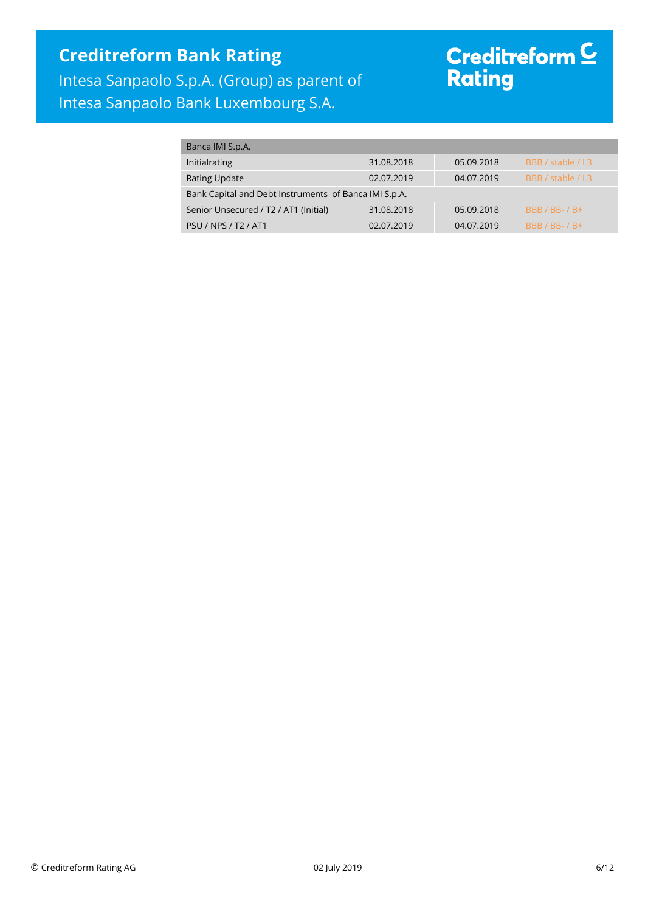| Banca IMI S.p.A. | | | |
|---|---|---|---|
| Initialrating | 31.08.2018 | 05.09.2018 | BBB / stable / L3 |
| Rating Update | 02.07.2019 | 04.07.2019 | BBB / stable / L3 |
| Bank Capital and Debt Instruments of Banca IMI S.p.A. | | | |
| Senior Unsecured / T2 / AT1 (Initial) | 31.08.2018 | 05.09.2018 | BBB / BB- / B+ |
| PSU / NPS / T2 / AT1 | 02.07.2019 | 04.07.2019 | BBB / BB- / B+ |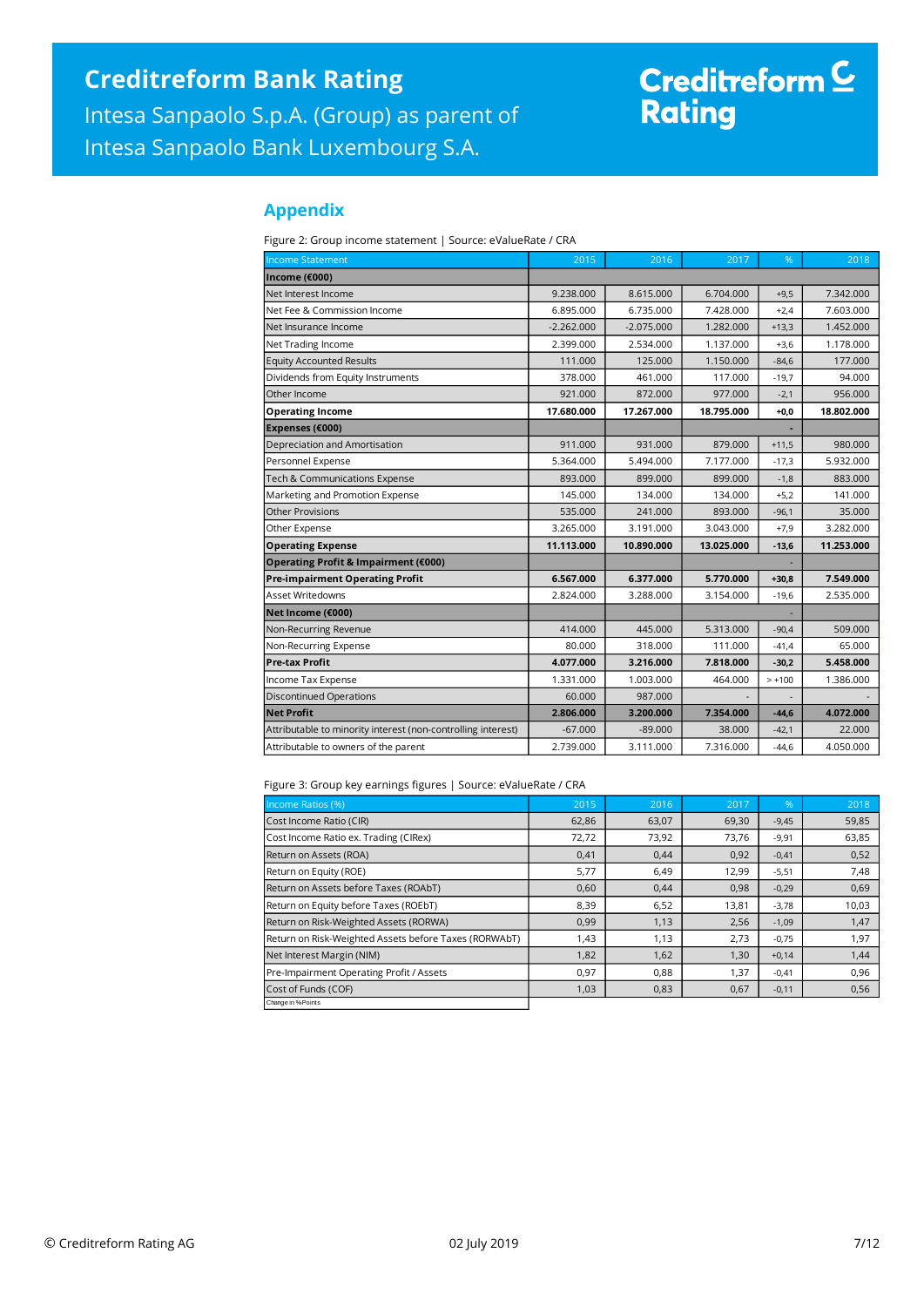## Appendix

Figure 2: Group income statement | Source: eValueRate / CRA

| Income Statement | 2015 | 2016 | 2017 | % | 2018 |
|---|---|---|---|---|---|
| **Income (€000)** | | | | | |
| Net Interest Income | 9.238.000 | 8.615.000 | 6.704.000 | +9,5 | 7.342.000 |
| Net Fee & Commission Income | 6.895.000 | 6.735.000 | 7.428.000 | +2,4 | 7.603.000 |
| Net Insurance Income | -2.262.000 | -2.075.000 | 1.282.000 | +13,3 | 1.452.000 |
| Net Trading Income | 2.399.000 | 2.534.000 | 1.137.000 | +3,6 | 1.178.000 |
| Equity Accounted Results | 111.000 | 125.000 | 1.150.000 | -84,6 | 177.000 |
| Dividends from Equity Instruments | 378.000 | 461.000 | 117.000 | -19,7 | 94.000 |
| Other Income | 921.000 | 872.000 | 977.000 | -2,1 | 956.000 |
| **Operating Income** | **17.680.000** | **17.267.000** | **18.795.000** | **+0,0** | **18.802.000** |
| **Expenses (€000)** | | | | - | |
| Depreciation and Amortisation | 911.000 | 931.000 | 879.000 | +11,5 | 980.000 |
| Personnel Expense | 5.364.000 | 5.494.000 | 7.177.000 | -17,3 | 5.932.000 |
| Tech & Communications Expense | 893.000 | 899.000 | 899.000 | -1,8 | 883.000 |
| Marketing and Promotion Expense | 145.000 | 134.000 | 134.000 | +5,2 | 141.000 |
| Other Provisions | 535.000 | 241.000 | 893.000 | -96,1 | 35.000 |
| Other Expense | 3.265.000 | 3.191.000 | 3.043.000 | +7,9 | 3.282.000 |
| **Operating Expense** | **11.113.000** | **10.890.000** | **13.025.000** | **-13,6** | **11.253.000** |
| **Operating Profit & Impairment (€000)** | | | | - | |
| **Pre-impairment Operating Profit** | **6.567.000** | **6.377.000** | **5.770.000** | **+30,8** | **7.549.000** |
| Asset Writedowns | 2.824.000 | 3.288.000 | 3.154.000 | -19,6 | 2.535.000 |
| **Net Income (€000)** | | | | - | |
| Non-Recurring Revenue | 414.000 | 445.000 | 5.313.000 | -90,4 | 509.000 |
| Non-Recurring Expense | 80.000 | 318.000 | 111.000 | -41,4 | 65.000 |
| **Pre-tax Profit** | **4.077.000** | **3.216.000** | **7.818.000** | **-30,2** | **5.458.000** |
| Income Tax Expense | 1.331.000 | 1.003.000 | 464.000 | > +100 | 1.386.000 |
| Discontinued Operations | 60.000 | 987.000 | - | - | - |
| **Net Profit** | **2.806.000** | **3.200.000** | **7.354.000** | **-44,6** | **4.072.000** |
| Attributable to minority interest (non-controlling interest) | -67.000 | -89.000 | 38.000 | -42,1 | 22.000 |
| Attributable to owners of the parent | 2.739.000 | 3.111.000 | 7.316.000 | -44,6 | 4.050.000 |

Figure 3: Group key earnings figures | Source: eValueRate / CRA

| Income Ratios (%) | 2015 | 2016 | 2017 | % | 2018 |
|---|---|---|---|---|---|
| Cost Income Ratio (CIR) | 62,86 | 63,07 | 69,30 | -9,45 | 59,85 |
| Cost Income Ratio ex. Trading (CIRex) | 72,72 | 73,92 | 73,76 | -9,91 | 63,85 |
| Return on Assets (ROA) | 0,41 | 0,44 | 0,92 | -0,41 | 0,52 |
| Return on Equity (ROE) | 5,77 | 6,49 | 12,99 | -5,51 | 7,48 |
| Return on Assets before Taxes (ROAbT) | 0,60 | 0,44 | 0,98 | -0,29 | 0,69 |
| Return on Equity before Taxes (ROEbT) | 8,39 | 6,52 | 13,81 | -3,78 | 10,03 |
| Return on Risk-Weighted Assets (RORWA) | 0,99 | 1,13 | 2,56 | -1,09 | 1,47 |
| Return on Risk-Weighted Assets before Taxes (RORWAbT) | 1,43 | 1,13 | 2,73 | -0,75 | 1,97 |
| Net Interest Margin (NIM) | 1,82 | 1,62 | 1,30 | +0,14 | 1,44 |
| Pre-Impairment Operating Profit / Assets | 0,97 | 0,88 | 1,37 | -0,41 | 0,96 |
| Cost of Funds (COF) | 1,03 | 0,83 | 0,67 | -0,11 | 0,56 |

Change in %Points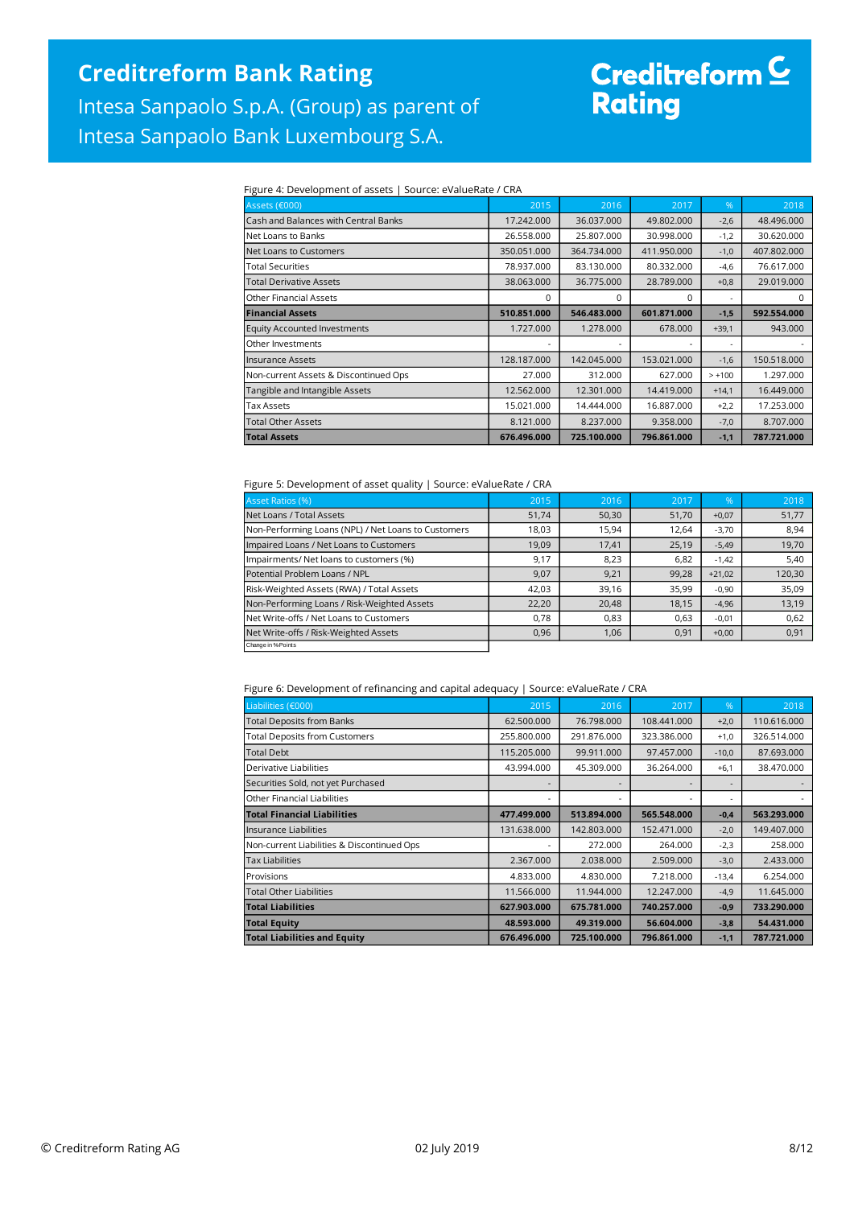Figure 4: Development of assets | Source: eValueRate / CRA

| Assets (€000) | 2015 | 2016 | 2017 | % | 2018 |
|---|---|---|---|---|---|
| Cash and Balances with Central Banks | 17.242.000 | 36.037.000 | 49.802.000 | -2,6 | 48.496.000 |
| Net Loans to Banks | 26.558.000 | 25.807.000 | 30.998.000 | -1,2 | 30.620.000 |
| Net Loans to Customers | 350.051.000 | 364.734.000 | 411.950.000 | -1,0 | 407.802.000 |
| Total Securities | 78.937.000 | 83.130.000 | 80.332.000 | -4,6 | 76.617.000 |
| Total Derivative Assets | 38.063.000 | 36.775.000 | 28.789.000 | +0,8 | 29.019.000 |
| Other Financial Assets | 0 | 0 | 0 | - | 0 |
| **Financial Assets** | **510.851.000** | **546.483.000** | **601.871.000** | **-1,5** | **592.554.000** |
| Equity Accounted Investments | 1.727.000 | 1.278.000 | 678.000 | +39,1 | 943.000 |
| Other Investments | - | - | - | - | - |
| Insurance Assets | 128.187.000 | 142.045.000 | 153.021.000 | -1,6 | 150.518.000 |
| Non-current Assets & Discontinued Ops | 27.000 | 312.000 | 627.000 | > +100 | 1.297.000 |
| Tangible and Intangible Assets | 12.562.000 | 12.301.000 | 14.419.000 | +14,1 | 16.449.000 |
| Tax Assets | 15.021.000 | 14.444.000 | 16.887.000 | +2,2 | 17.253.000 |
| Total Other Assets | 8.121.000 | 8.237.000 | 9.358.000 | -7,0 | 8.707.000 |
| **Total Assets** | **676.496.000** | **725.100.000** | **796.861.000** | **-1,1** | **787.721.000** |

Figure 5: Development of asset quality | Source: eValueRate / CRA

| Asset Ratios (%) | 2015 | 2016 | 2017 | % | 2018 |
|---|---|---|---|---|---|
| Net Loans / Total Assets | 51,74 | 50,30 | 51,70 | +0,07 | 51,77 |
| Non-Performing Loans (NPL) / Net Loans to Customers | 18,03 | 15,94 | 12,64 | -3,70 | 8,94 |
| Impaired Loans / Net Loans to Customers | 19,09 | 17,41 | 25,19 | -5,49 | 19,70 |
| Impairments/ Net loans to customers (%) | 9,17 | 8,23 | 6,82 | -1,42 | 5,40 |
| Potential Problem Loans / NPL | 9,07 | 9,21 | 99,28 | +21,02 | 120,30 |
| Risk-Weighted Assets (RWA) / Total Assets | 42,03 | 39,16 | 35,99 | -0,90 | 35,09 |
| Non-Performing Loans / Risk-Weighted Assets | 22,20 | 20,48 | 18,15 | -4,96 | 13,19 |
| Net Write-offs / Net Loans to Customers | 0,78 | 0,83 | 0,63 | -0,01 | 0,62 |
| Net Write-offs / Risk-Weighted Assets | 0,96 | 1,06 | 0,91 | +0,00 | 0,91 |
| Change in %Points | | | | | |

Figure 6: Development of refinancing and capital adequacy | Source: eValueRate / CRA

| Liabilities (€000) | 2015 | 2016 | 2017 | % | 2018 |
|---|---|---|---|---|---|
| Total Deposits from Banks | 62.500.000 | 76.798.000 | 108.441.000 | +2,0 | 110.616.000 |
| Total Deposits from Customers | 255.800.000 | 291.876.000 | 323.386.000 | +1,0 | 326.514.000 |
| Total Debt | 115.205.000 | 99.911.000 | 97.457.000 | -10,0 | 87.693.000 |
| Derivative Liabilities | 43.994.000 | 45.309.000 | 36.264.000 | +6,1 | 38.470.000 |
| Securities Sold, not yet Purchased | - | - | - | - | - |
| Other Financial Liabilities | - | - | - | - | - |
| **Total Financial Liabilities** | **477.499.000** | **513.894.000** | **565.548.000** | **-0,4** | **563.293.000** |
| Insurance Liabilities | 131.638.000 | 142.803.000 | 152.471.000 | -2,0 | 149.407.000 |
| Non-current Liabilities & Discontinued Ops | - | 272.000 | 264.000 | -2,3 | 258.000 |
| Tax Liabilities | 2.367.000 | 2.038.000 | 2.509.000 | -3,0 | 2.433.000 |
| Provisions | 4.833.000 | 4.830.000 | 7.218.000 | -13,4 | 6.254.000 |
| Total Other Liabilities | 11.566.000 | 11.944.000 | 12.247.000 | -4,9 | 11.645.000 |
| **Total Liabilities** | **627.903.000** | **675.781.000** | **740.257.000** | **-0,9** | **733.290.000** |
| **Total Equity** | **48.593.000** | **49.319.000** | **56.604.000** | **-3,8** | **54.431.000** |
| **Total Liabilities and Equity** | **676.496.000** | **725.100.000** | **796.861.000** | **-1,1** | **787.721.000** |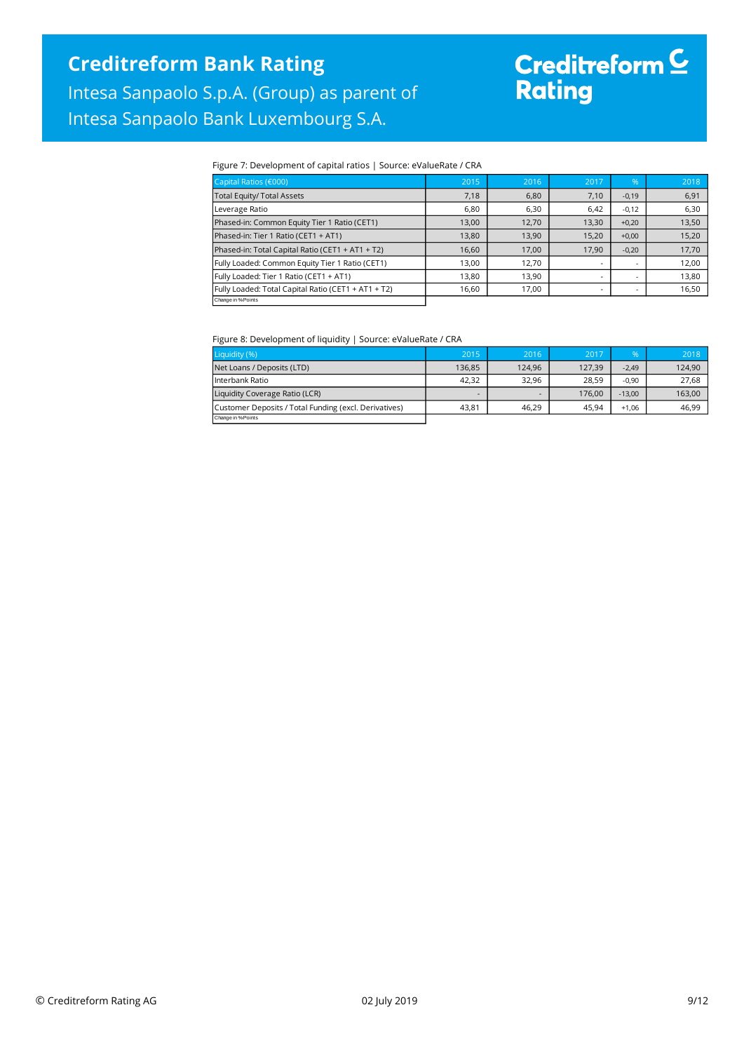Figure 7: Development of capital ratios | Source: eValueRate / CRA

| Capital Ratios (€000) | 2015 | 2016 | 2017 | % | 2018 |
|---|---|---|---|---|---|
| Total Equity/ Total Assets | 7,18 | 6,80 | 7,10 | -0,19 | 6,91 |
| Leverage Ratio | 6,80 | 6,30 | 6,42 | -0,12 | 6,30 |
| Phased-in: Common Equity Tier 1 Ratio (CET1) | 13,00 | 12,70 | 13,30 | +0,20 | 13,50 |
| Phased-in: Tier 1 Ratio (CET1 + AT1) | 13,80 | 13,90 | 15,20 | +0,00 | 15,20 |
| Phased-in: Total Capital Ratio (CET1 + AT1 + T2) | 16,60 | 17,00 | 17,90 | -0,20 | 17,70 |
| Fully Loaded: Common Equity Tier 1 Ratio (CET1) | 13,00 | 12,70 | - | - | 12,00 |
| Fully Loaded: Tier 1 Ratio (CET1 + AT1) | 13,80 | 13,90 | - | - | 13,80 |
| Fully Loaded: Total Capital Ratio (CET1 + AT1 + T2) | 16,60 | 17,00 | - | - | 16,50 |

Change in %Points

Figure 8: Development of liquidity | Source: eValueRate / CRA

| Liquidity (%) | 2015 | 2016 | 2017 | % | 2018 |
|---|---|---|---|---|---|
| Net Loans / Deposits (LTD) | 136,85 | 124,96 | 127,39 | -2,49 | 124,90 |
| Interbank Ratio | 42,32 | 32,96 | 28,59 | -0,90 | 27,68 |
| Liquidity Coverage Ratio (LCR) | - | - | 176,00 | -13,00 | 163,00 |
| Customer Deposits / Total Funding (excl. Derivatives) | 43,81 | 46,29 | 45,94 | +1,06 | 46,99 |

Change in %Points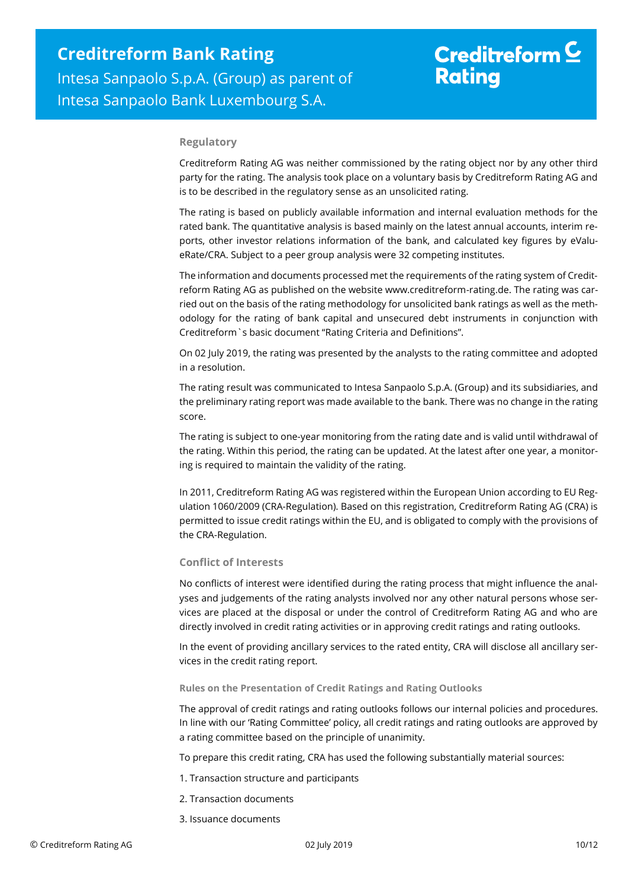### Regulatory

Creditreform Rating AG was neither commissioned by the rating object nor by any other third party for the rating. The analysis took place on a voluntary basis by Creditreform Rating AG and is to be described in the regulatory sense as an unsolicited rating.

The rating is based on publicly available information and internal evaluation methods for the rated bank. The quantitative analysis is based mainly on the latest annual accounts, interim reports, other investor relations information of the bank, and calculated key figures by eValueRate/CRA. Subject to a peer group analysis were 32 competing institutes.

The information and documents processed met the requirements of the rating system of Creditreform Rating AG as published on the website www.creditreform-rating.de. The rating was carried out on the basis of the rating methodology for unsolicited bank ratings as well as the methodology for the rating of bank capital and unsecured debt instruments in conjunction with Creditreform`s basic document "Rating Criteria and Definitions".

On 02 July 2019, the rating was presented by the analysts to the rating committee and adopted in a resolution.

The rating result was communicated to Intesa Sanpaolo S.p.A. (Group) and its subsidiaries, and the preliminary rating report was made available to the bank. There was no change in the rating score.

The rating is subject to one-year monitoring from the rating date and is valid until withdrawal of the rating. Within this period, the rating can be updated. At the latest after one year, a monitoring is required to maintain the validity of the rating.

In 2011, Creditreform Rating AG was registered within the European Union according to EU Regulation 1060/2009 (CRA-Regulation). Based on this registration, Creditreform Rating AG (CRA) is permitted to issue credit ratings within the EU, and is obligated to comply with the provisions of the CRA-Regulation.

### Conflict of Interests

No conflicts of interest were identified during the rating process that might influence the analyses and judgements of the rating analysts involved nor any other natural persons whose services are placed at the disposal or under the control of Creditreform Rating AG and who are directly involved in credit rating activities or in approving credit ratings and rating outlooks.

In the event of providing ancillary services to the rated entity, CRA will disclose all ancillary services in the credit rating report.

#### Rules on the Presentation of Credit Ratings and Rating Outlooks

The approval of credit ratings and rating outlooks follows our internal policies and procedures. In line with our 'Rating Committee' policy, all credit ratings and rating outlooks are approved by a rating committee based on the principle of unanimity.

To prepare this credit rating, CRA has used the following substantially material sources:

1. Transaction structure and participants
2. Transaction documents
3. Issuance documents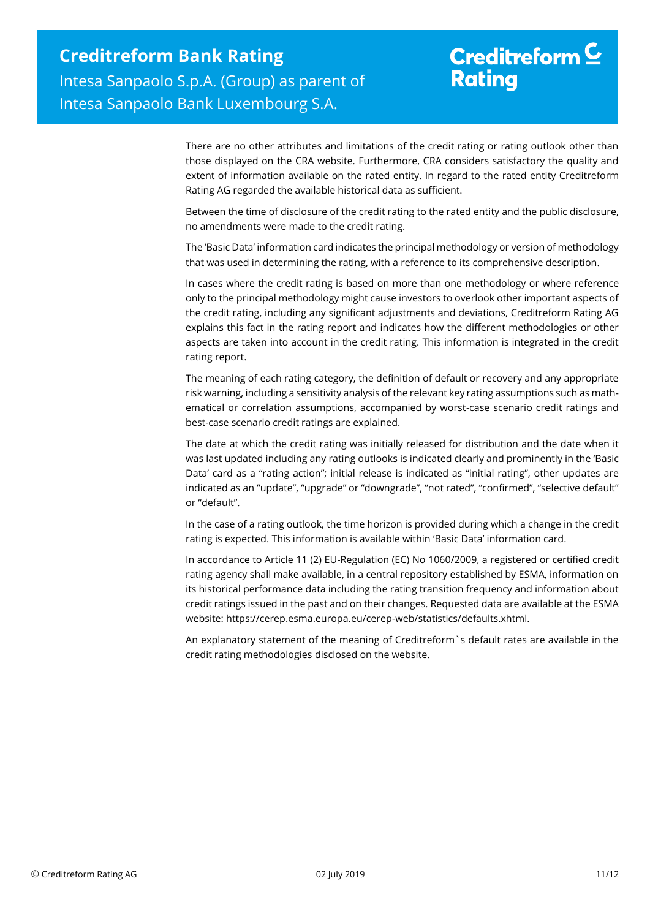There are no other attributes and limitations of the credit rating or rating outlook other than those displayed on the CRA website. Furthermore, CRA considers satisfactory the quality and extent of information available on the rated entity. In regard to the rated entity Creditreform Rating AG regarded the available historical data as sufficient.

Between the time of disclosure of the credit rating to the rated entity and the public disclosure, no amendments were made to the credit rating.

The 'Basic Data' information card indicates the principal methodology or version of methodology that was used in determining the rating, with a reference to its comprehensive description.

In cases where the credit rating is based on more than one methodology or where reference only to the principal methodology might cause investors to overlook other important aspects of the credit rating, including any significant adjustments and deviations, Creditreform Rating AG explains this fact in the rating report and indicates how the different methodologies or other aspects are taken into account in the credit rating. This information is integrated in the credit rating report.

The meaning of each rating category, the definition of default or recovery and any appropriate risk warning, including a sensitivity analysis of the relevant key rating assumptions such as mathematical or correlation assumptions, accompanied by worst-case scenario credit ratings and best-case scenario credit ratings are explained.

The date at which the credit rating was initially released for distribution and the date when it was last updated including any rating outlooks is indicated clearly and prominently in the 'Basic Data' card as a "rating action"; initial release is indicated as "initial rating", other updates are indicated as an "update", "upgrade" or "downgrade", "not rated", "confirmed", "selective default" or "default".

In the case of a rating outlook, the time horizon is provided during which a change in the credit rating is expected. This information is available within 'Basic Data' information card.

In accordance to Article 11 (2) EU-Regulation (EC) No 1060/2009, a registered or certified credit rating agency shall make available, in a central repository established by ESMA, information on its historical performance data including the rating transition frequency and information about credit ratings issued in the past and on their changes. Requested data are available at the ESMA website: https://cerep.esma.europa.eu/cerep-web/statistics/defaults.xhtml.

An explanatory statement of the meaning of Creditreform`s default rates are available in the credit rating methodologies disclosed on the website.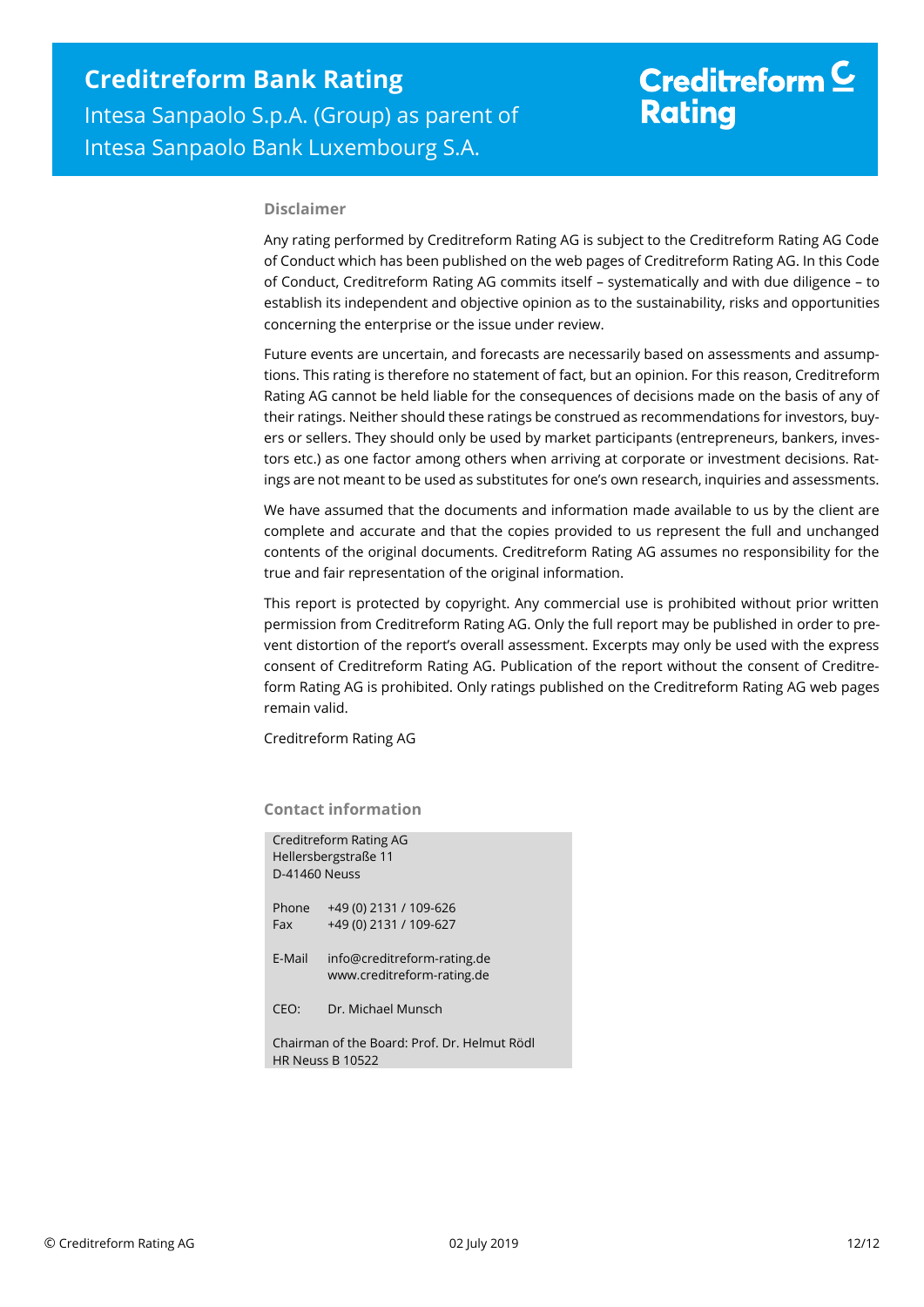## Disclaimer

Any rating performed by Creditreform Rating AG is subject to the Creditreform Rating AG Code of Conduct which has been published on the web pages of Creditreform Rating AG. In this Code of Conduct, Creditreform Rating AG commits itself – systematically and with due diligence – to establish its independent and objective opinion as to the sustainability, risks and opportunities concerning the enterprise or the issue under review.

Future events are uncertain, and forecasts are necessarily based on assessments and assumptions. This rating is therefore no statement of fact, but an opinion. For this reason, Creditreform Rating AG cannot be held liable for the consequences of decisions made on the basis of any of their ratings. Neither should these ratings be construed as recommendations for investors, buyers or sellers. They should only be used by market participants (entrepreneurs, bankers, investors etc.) as one factor among others when arriving at corporate or investment decisions. Ratings are not meant to be used as substitutes for one's own research, inquiries and assessments.

We have assumed that the documents and information made available to us by the client are complete and accurate and that the copies provided to us represent the full and unchanged contents of the original documents. Creditreform Rating AG assumes no responsibility for the true and fair representation of the original information.

This report is protected by copyright. Any commercial use is prohibited without prior written permission from Creditreform Rating AG. Only the full report may be published in order to prevent distortion of the report's overall assessment. Excerpts may only be used with the express consent of Creditreform Rating AG. Publication of the report without the consent of Creditreform Rating AG is prohibited. Only ratings published on the Creditreform Rating AG web pages remain valid.

Creditreform Rating AG

## Contact information

Creditreform Rating AG
Hellersbergstraße 11
D-41460 Neuss

Phone +49 (0) 2131 / 109-626
Fax +49 (0) 2131 / 109-627

E-Mail info@creditreform-rating.de
www.creditreform-rating.de

CEO: Dr. Michael Munsch

Chairman of the Board: Prof. Dr. Helmut Rödl
HR Neuss B 10522